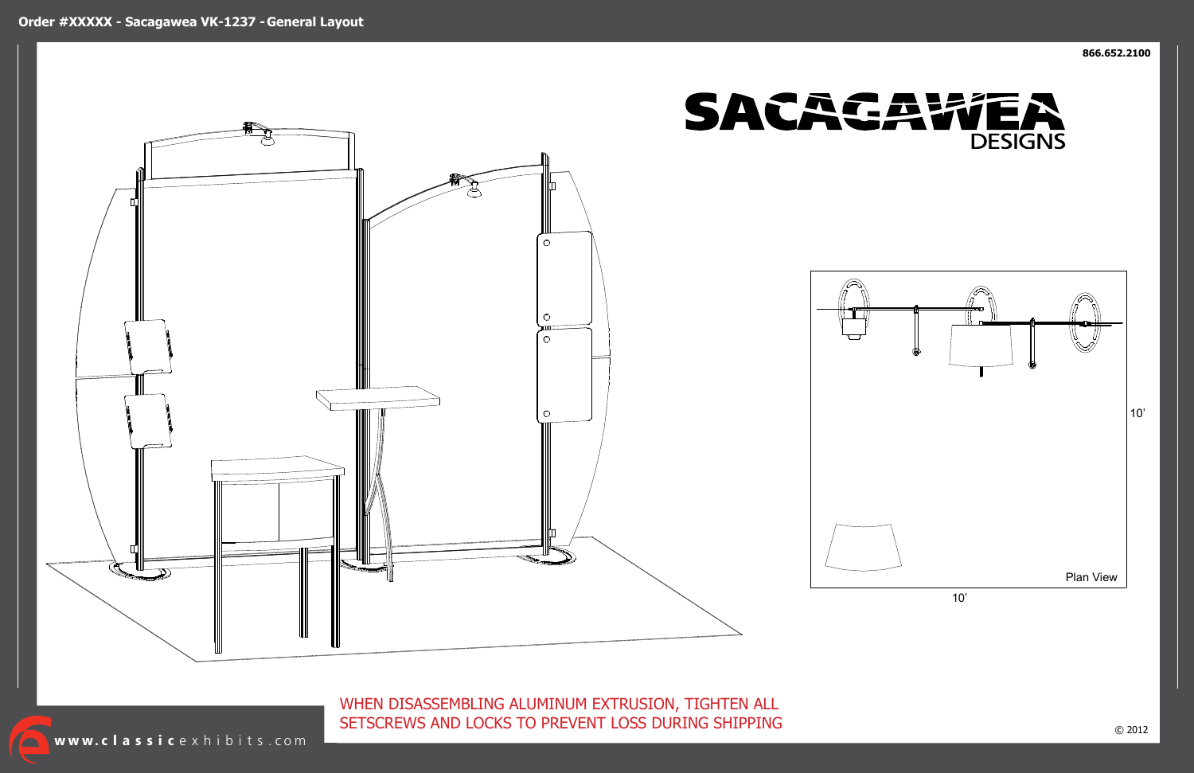# Order #XXXXX - Sacagawea VK-1237 - General Layout

866.652.2100

SACAGAWEA DESIGNS

10'

10'

Plan View

WHEN DISASSEMBLING ALUMINUM EXTRUSION, TIGHTEN ALL SETSCREWS AND LOCKS TO PREVENT LOSS DURING SHIPPING

www.classicexhibits.com

© 2012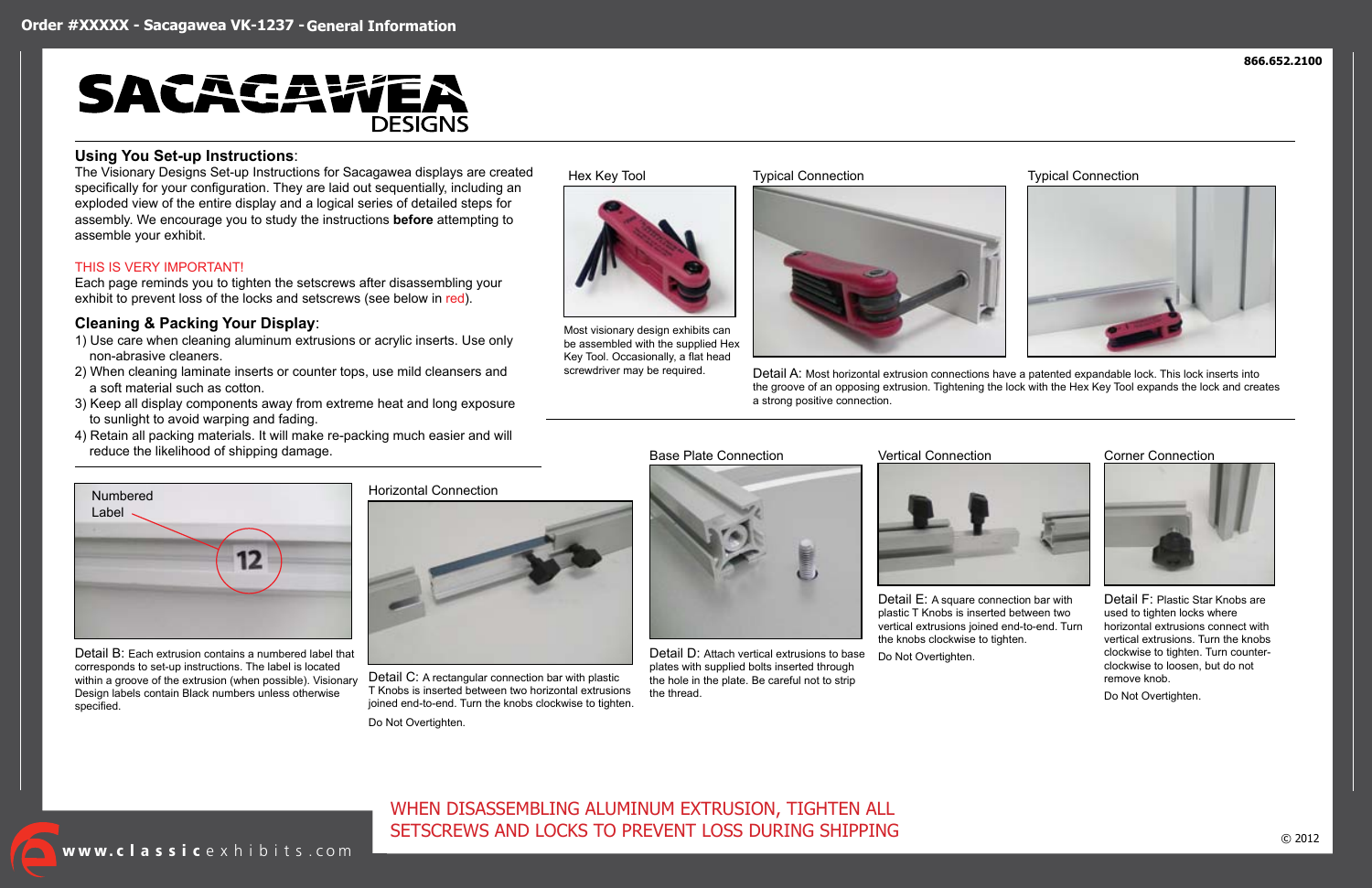Order #XXXXX - Sacagawea VK-1237 - **General Information**

866.652.2100

# SACAGAWEA DESIGNS

## Using You Set-up Instructions:

The Visionary Designs Set-up Instructions for Sacagawea displays are created specifically for your configuration. They are laid out sequentially, including an exploded view of the entire display and a logical series of detailed steps for assembly. We encourage you to study the instructions **before** attempting to assemble your exhibit.

THIS IS VERY IMPORTANT!

Each page reminds you to tighten the setscrews after disassembling your exhibit to prevent loss of the locks and setscrews (see below in red).

## Cleaning & Packing Your Display:

1) Use care when cleaning aluminum extrusions or acrylic inserts. Use only non-abrasive cleaners.
2) When cleaning laminate inserts or counter tops, use mild cleansers and a soft material such as cotton.
3) Keep all display components away from extreme heat and long exposure to sunlight to avoid warping and fading.
4) Retain all packing materials. It will make re-packing much easier and will reduce the likelihood of shipping damage.

**Hex Key Tool**

Most visionary design exhibits can be assembled with the supplied Hex Key Tool. Occasionally, a flat head screwdriver may be required.

**Typical Connection**

**Typical Connection**

Detail A: Most horizontal extrusion connections have a patented expandable lock. This lock inserts into the groove of an opposing extrusion. Tightening the lock with the Hex Key Tool expands the lock and creates a strong positive connection.

**Numbered Label**

12

Detail B: Each extrusion contains a numbered label that corresponds to set-up instructions. The label is located within a groove of the extrusion (when possible). Visionary Design labels contain Black numbers unless otherwise specified.

**Horizontal Connection**

Detail C: A rectangular connection bar with plastic T Knobs is inserted between two horizontal extrusions joined end-to-end. Turn the knobs clockwise to tighten.

Do Not Overtighten.

**Base Plate Connection**

Detail D: Attach vertical extrusions to base plates with supplied bolts inserted through the hole in the plate. Be careful not to strip the thread.

**Vertical Connection**

Detail E: A square connection bar with plastic T Knobs is inserted between two vertical extrusions joined end-to-end. Turn the knobs clockwise to tighten.

Do Not Overtighten.

**Corner Connection**

Detail F: Plastic Star Knobs are used to tighten locks where horizontal extrusions connect with vertical extrusions. Turn the knobs clockwise to tighten. Turn counter-clockwise to loosen, but do not remove knob.

Do Not Overtighten.

WHEN DISASSEMBLING ALUMINUM EXTRUSION, TIGHTEN ALL SETSCREWS AND LOCKS TO PREVENT LOSS DURING SHIPPING

www.classicexhibits.com

© 2012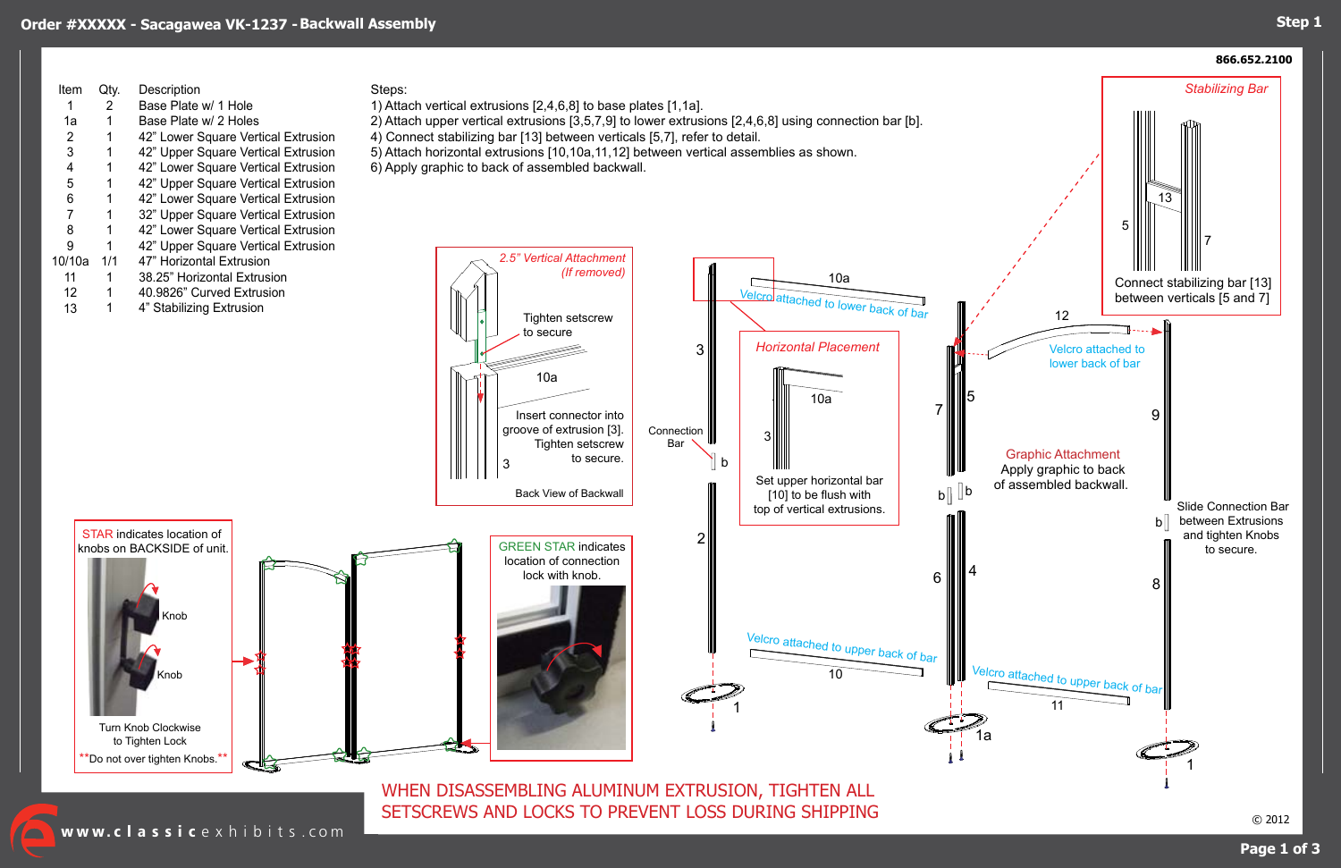# Order #XXXXX - Sacagawea VK-1237 - Backwall Assembly

**Step 1**

866.652.2100

| Item | Qty. | Description |
|---|---|---|
| 1 | 2 | Base Plate w/ 1 Hole |
| 1a | 1 | Base Plate w/ 2 Holes |
| 2 | 1 | 42" Lower Square Vertical Extrusion |
| 3 | 1 | 42" Upper Square Vertical Extrusion |
| 4 | 1 | 42" Lower Square Vertical Extrusion |
| 5 | 1 | 42" Upper Square Vertical Extrusion |
| 6 | 1 | 42" Lower Square Vertical Extrusion |
| 7 | 1 | 32" Upper Square Vertical Extrusion |
| 8 | 1 | 42" Lower Square Vertical Extrusion |
| 9 | 1 | 42" Upper Square Vertical Extrusion |
| 10/10a | 1/1 | 47" Horizontal Extrusion |
| 11 | 1 | 38.25" Horizontal Extrusion |
| 12 | 1 | 40.9826" Curved Extrusion |
| 13 | 1 | 4" Stabilizing Extrusion |

Steps:
1) Attach vertical extrusions [2,4,6,8] to base plates [1,1a].
2) Attach upper vertical extrusions [3,5,7,9] to lower extrusions [2,4,6,8] using connection bar [b].
4) Connect stabilizing bar [13] between verticals [5,7], refer to detail.
5) Attach horizontal extrusions [10,10a,11,12] between vertical assemblies as shown.
6) Apply graphic to back of assembled backwall.

*Stabilizing Bar*

Connect stabilizing bar [13] between verticals [5 and 7]

*2.5" Vertical Attachment (If removed)*

Tighten setscrew to secure

Insert connector into groove of extrusion [3]. Tighten setscrew to secure.

Back View of Backwall

*Horizontal Placement*

Set upper horizontal bar [10] to be flush with top of vertical extrusions.

Connection Bar

Velcro attached to lower back of bar

Velcro attached to upper back of bar

Graphic Attachment
Apply graphic to back of assembled backwall.

Slide Connection Bar between Extrusions and tighten Knobs to secure.

STAR indicates location of knobs on BACKSIDE of unit.

Knob

Knob

Turn Knob Clockwise to Tighten Lock

**Do not over tighten Knobs.**

GREEN STAR indicates location of connection lock with knob.

WHEN DISASSEMBLING ALUMINUM EXTRUSION, TIGHTEN ALL SETSCREWS AND LOCKS TO PREVENT LOSS DURING SHIPPING

www.classicexhibits.com

© 2012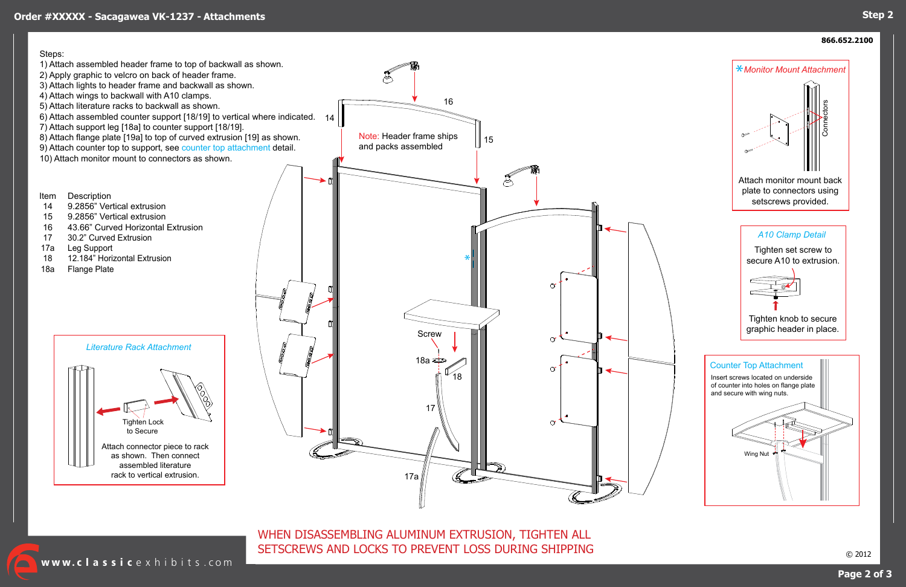# Order #XXXXX - Sacagawea VK-1237 - Attachments

## Step 2

866.652.2100

Steps:

1) Attach assembled header frame to top of backwall as shown.
2) Apply graphic to velcro on back of header frame.
3) Attach lights to header frame and backwall as shown.
4) Attach wings to backwall with A10 clamps.
5) Attach literature racks to backwall as shown.
6) Attach assembled counter support [18/19] to vertical where indicated.
7) Attach support leg [18a] to counter support [18/19].
8) Attach flange plate [19a] to top of curved extrusion [19] as shown.
9) Attach counter top to support, see counter top attachment detail.
10) Attach monitor mount to connectors as shown.

| Item | Description |
|---|---|
| 14 | 9.2856" Vertical extrusion |
| 15 | 9.2856" Vertical extrusion |
| 16 | 43.66" Curved Horizontal Extrusion |
| 17 | 30.2" Curved Extrusion |
| 17a | Leg Support |
| 18 | 12.184" Horizontal Extrusion |
| 18a | Flange Plate |

Note: Header frame ships and packs assembled

16, 14, 15, Screw, 18a, 18, 17, 17a, *

### *Monitor Mount Attachment

Connectors

Attach monitor mount back plate to connectors using setscrews provided.

### A10 Clamp Detail

Tighten set screw to secure A10 to extrusion.

Tighten knob to secure graphic header in place.

### Counter Top Attachment

Insert screws located on underside of counter into holes on flange plate and secure with wing nuts.

Wing Nut

### Literature Rack Attachment

Tighten Lock to Secure

Attach connector piece to rack as shown. Then connect assembled literature rack to vertical extrusion.

WHEN DISASSEMBLING ALUMINUM EXTRUSION, TIGHTEN ALL SETSCREWS AND LOCKS TO PREVENT LOSS DURING SHIPPING

www.classicexhibits.com

© 2012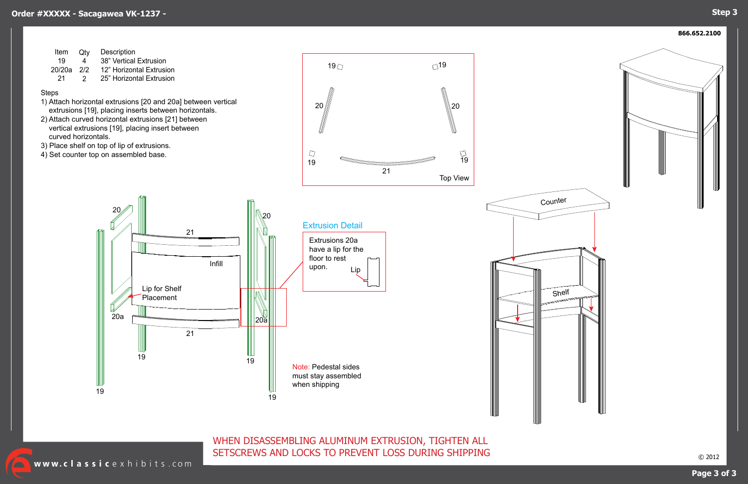# Order #XXXXX - Sacagawea VK-1237 - Step 3

866.652.2100

| Item | Qty | Description |
| --- | --- | --- |
| 19 | 4 | 38" Vertical Extrusion |
| 20/20a | 2/2 | 12" Horizontal Extrusion |
| 21 | 2 | 25" Horizontal Extrusion |

Steps

1) Attach horizontal extrusions [20 and 20a] between vertical extrusions [19], placing inserts between horizontals.
2) Attach curved horizontal extrusions [21] between vertical extrusions [19], placing insert between curved horizontals.
3) Place shelf on top of lip of extrusions.
4) Set counter top on assembled base.

Top View

Extrusion Detail

Extrusions 20a have a lip for the floor to rest upon.

Lip

Lip for Shelf Placement

Infill

Counter

Shelf

Note: Pedestal sides must stay assembled when shipping

WHEN DISASSEMBLING ALUMINUM EXTRUSION, TIGHTEN ALL SETSCREWS AND LOCKS TO PREVENT LOSS DURING SHIPPING

www.classicexhibits.com

© 2012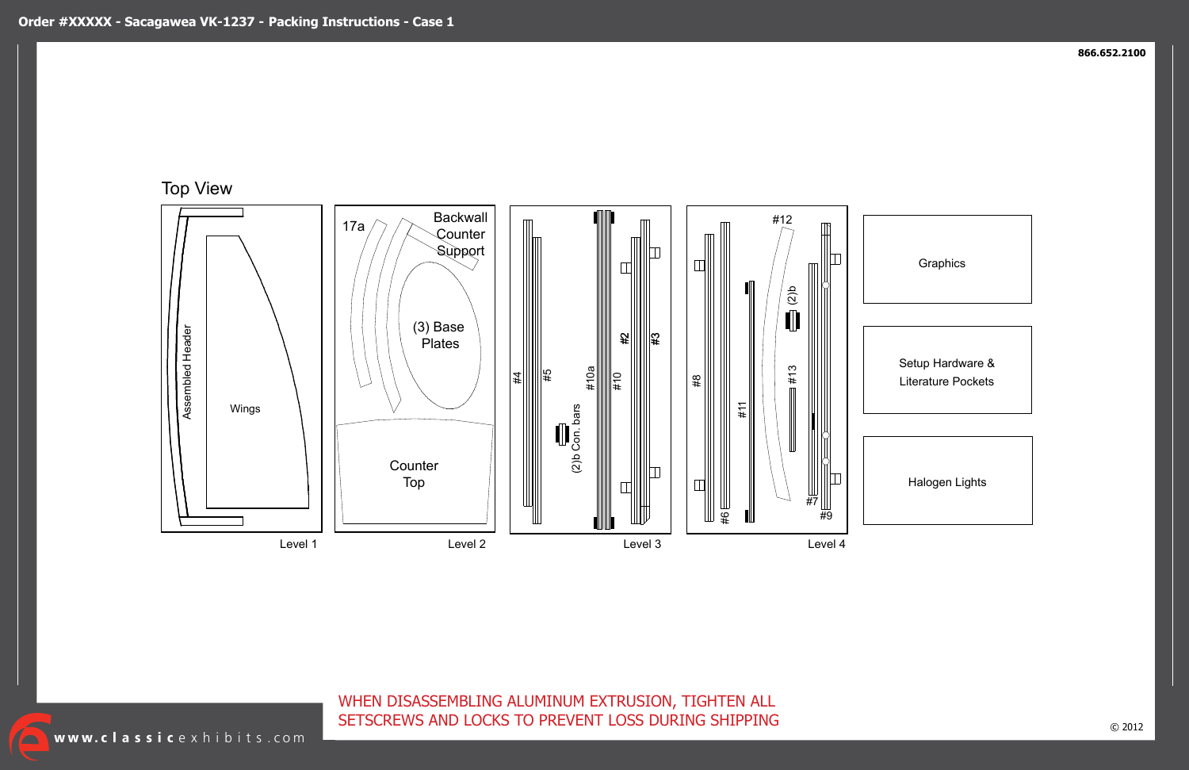# Order #XXXXX - Sacagawea VK-1237 - Packing Instructions - Case 1

866.652.2100

## Top View

**Level 1**
- Assembled Header
- Wings

**Level 2**
- 17a
- Backwall Counter Support
- (3) Base Plates
- Counter Top

**Level 3**
- #4
- #5
- (2)b Con. bars
- #10a
- #10
- #2
- #3

**Level 4**
- #8
- #6
- #11
- #12
- (2)b
- #13
- #7
- #9

**Graphics**

**Setup Hardware & Literature Pockets**

**Halogen Lights**

WHEN DISASSEMBLING ALUMINUM EXTRUSION, TIGHTEN ALL SETSCREWS AND LOCKS TO PREVENT LOSS DURING SHIPPING

www.classicexhibits.com

© 2012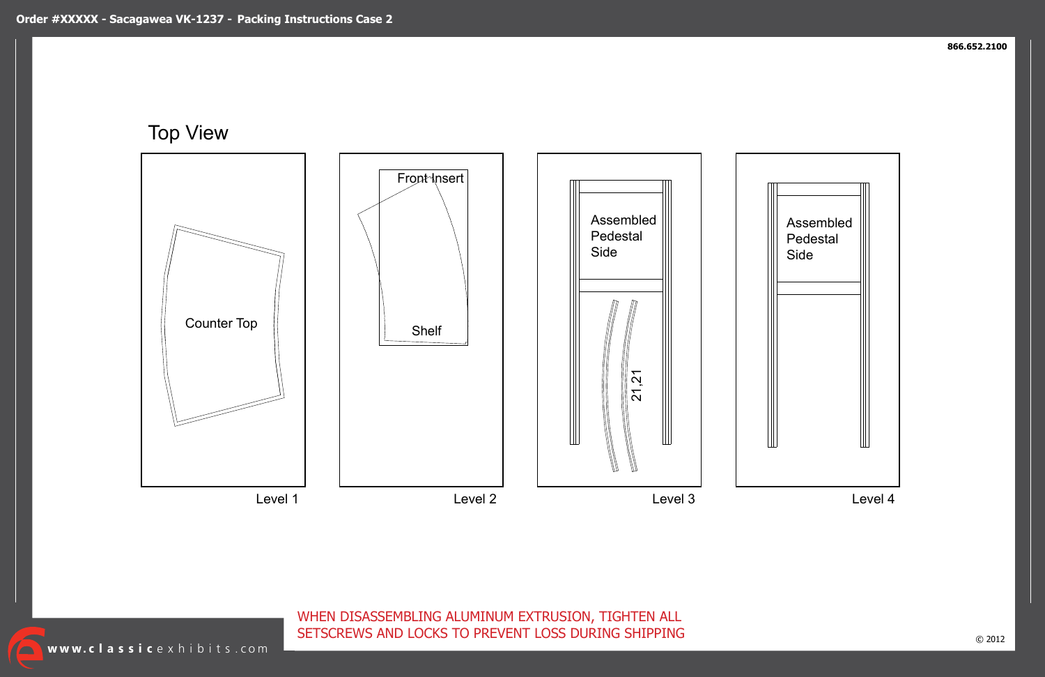Order #XXXXX - Sacagawea VK-1237 - Packing Instructions Case 2

866.652.2100

## Top View

Counter Top

Level 1

Front Insert

Shelf

Level 2

Assembled Pedestal Side

21,21

Level 3

Assembled Pedestal Side

Level 4

WHEN DISASSEMBLING ALUMINUM EXTRUSION, TIGHTEN ALL SETSCREWS AND LOCKS TO PREVENT LOSS DURING SHIPPING

www.classicexhibits.com

© 2012